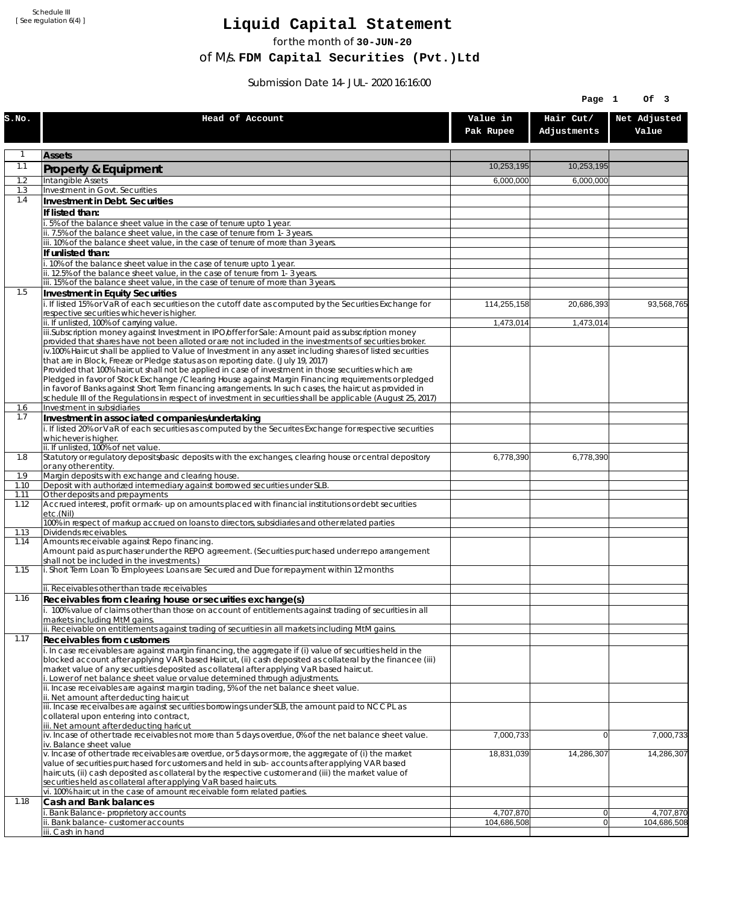Schedule III
[ See regulation 6(4) ]

# Liquid Capital Statement

for the month of **30-JUN-20**

of M/s. **FDM Capital Securities (Pvt.)Ltd**

Submission Date 14-JUL-2020 16:16:00

| S.No. | Head of Account | Value in Pak Rupee | Hair Cut/ Adjustments | Net Adjusted Value |
|---|---|---|---|---|
| 1 | **Assets** | | | |
| 1.1 | **Property & Equipment** | 10,253,195 | 10,253,195 | |
| 1.2 | Intangible Assets | 6,000,000 | 6,000,000 | |
| 1.3 | Investment in Govt. Securities | | | |
| 1.4 | **Investment in Debt. Securities** | | | |
| | **If listed than:** | | | |
| | i. 5% of the balance sheet value in the case of tenure upto 1 year. | | | |
| | ii. 7.5% of the balance sheet value, in the case of tenure from 1-3 years. | | | |
| | iii. 10% of the balance sheet value, in the case of tenure of more than 3 years. | | | |
| | **If unlisted than:** | | | |
| | i. 10% of the balance sheet value in the case of tenure upto 1 year. | | | |
| | ii. 12.5% of the balance sheet value, in the case of tenure from 1-3 years. | | | |
| | iii. 15% of the balance sheet value, in the case of tenure of more than 3 years. | | | |
| 1.5 | **Investment in Equity Securities** | | | |
| | i. If listed 15% or VaR of each securities on the cutoff date as computed by the Securities Exchange for respective securities whichever is higher. | 114,255,158 | 20,686,393 | 93,568,765 |
| | ii. If unlisted, 100% of carrying value. | 1,473,014 | 1,473,014 | |
| | iii.Subscription money against Investment in IPO/offer for Sale: Amount paid as subscription money provided that shares have not been alloted or are not included in the investments of securities broker. | | | |
| | iv.100% Haircut shall be applied to Value of Investment in any asset including shares of listed securities that are in Block, Freeze or Pledge status as on reporting date. (July 19, 2017)<br>Provided that 100% haircut shall not be applied in case of investment in those securities which are Pledged in favor of Stock Exchange / Clearing House against Margin Financing requirements or pledged in favor of Banks against Short Term financing arrangements. In such cases, the haircut as provided in schedule III of the Regulations in respect of investment in securities shall be applicable (August 25, 2017) | | | |
| 1.6 | Investment in subsidiaries | | | |
| 1.7 | **Investment in associated companies/undertaking** | | | |
| | i. If listed 20% or VaR of each securities as computed by the Securites Exchange for respective securities whichever is higher. | | | |
| | ii. If unlisted, 100% of net value. | | | |
| 1.8 | Statutory or regulatory deposits/basic deposits with the exchanges, clearing house or central depository or any other entity. | 6,778,390 | 6,778,390 | |
| 1.9 | Margin deposits with exchange and clearing house. | | | |
| 1.10 | Deposit with authorized intermediary against borrowed securities under SLB. | | | |
| 1.11 | Other deposits and prepayments | | | |
| 1.12 | Accrued interest, profit or mark-up on amounts placed with financial institutions or debt securities etc.(Nil)<br>100% in respect of markup accrued on loans to directors, subsidiaries and other related parties | | | |
| 1.13 | Dividends receivables. | | | |
| 1.14 | Amounts receivable against Repo financing.<br>Amount paid as purchaser under the REPO agreement. (Securities purchased under repo arrangement shall not be included in the investments.) | | | |
| 1.15 | i. Short Term Loan To Employees: Loans are Secured and Due for repayment within 12 months | | | |
| | ii. Receivables other than trade receivables | | | |
| 1.16 | **Receivables from clearing house or securities exchange(s)** | | | |
| | i. 100% value of claims other than those on account of entitlements against trading of securities in all markets including MtM gains. | | | |
| | ii. Receivable on entitlements against trading of securities in all markets including MtM gains. | | | |
| 1.17 | **Receivables from customers** | | | |
| | i. In case receivables are against margin financing, the aggregate if (i) value of securities held in the blocked account after applying VAR based Haircut, (ii) cash deposited as collateral by the financee (iii) market value of any securities deposited as collateral after applying VaR based haircut.<br>i. Lower of net balance sheet value or value determined through adjustments. | | | |
| | ii. Incase receivables are against margin trading, 5% of the net balance sheet value.<br>ii. Net amount after deducting haircut | | | |
| | iii. Incase receivalbes are against securities borrowings under SLB, the amount paid to NCCPL as collateral upon entering into contract,<br>iii. Net amount after deducting haricut | | | |
| | iv. Incase of other trade receivables not more than 5 days overdue, 0% of the net balance sheet value.<br>iv. Balance sheet value | 7,000,733 | 0 | 7,000,733 |
| | v. Incase of other trade receivables are overdue, or 5 days or more, the aggregate of (i) the market value of securities purchased for customers and held in sub-accounts after applying VAR based haircuts, (ii) cash deposited as collateral by the respective customer and (iii) the market value of securities held as collateral after applying VaR based haircuts. | 18,831,039 | 14,286,307 | 14,286,307 |
| | vi. 100% haircut in the case of amount receivable form related parties. | | | |
| 1.18 | **Cash and Bank balances** | | | |
| | i. Bank Balance-proprietory accounts | 4,707,870 | 0 | 4,707,870 |
| | ii. Bank balance-customer accounts | 104,686,508 | 0 | 104,686,508 |
| | iii. Cash in hand | | | |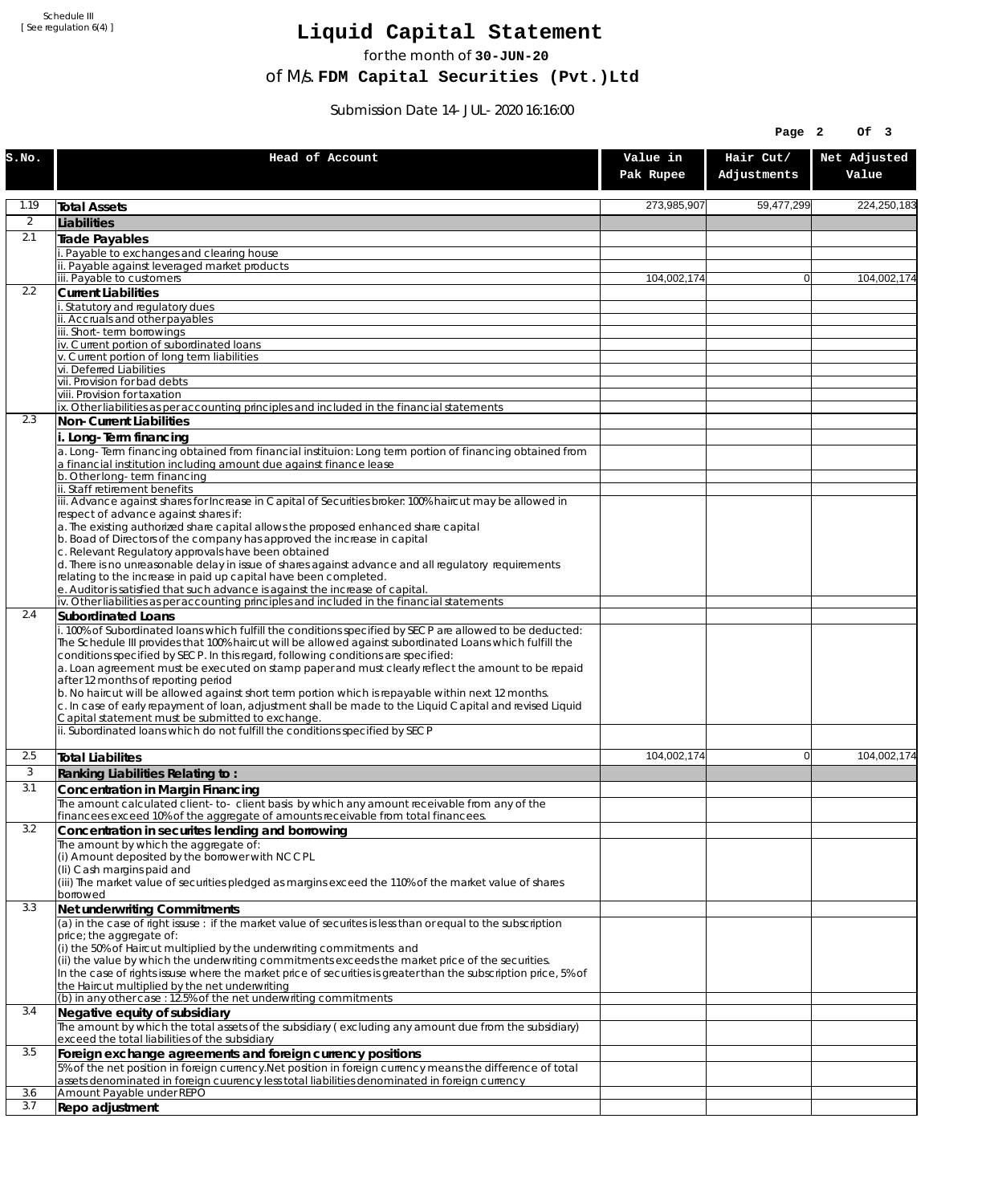Schedule III
[ See regulation 6(4) ]

# Liquid Capital Statement

for the month of **30-JUN-20**

of M/s. **FDM Capital Securities (Pvt.)Ltd**

Submission Date 14-JUL-2020 16:16:00

| S.No. | Head of Account | Value in Pak Rupee | Hair Cut/ Adjustments | Net Adjusted Value |
|---|---|---|---|---|
| 1.19 | **Total Assets** | 273,985,907 | 59,477,299 | 224,250,183 |
| 2 | **Liabilities** | | | |
| 2.1 | **Trade Payables** | | | |
| | i. Payable to exchanges and clearing house | | | |
| | ii. Payable against leveraged market products | | | |
| | iii. Payable to customers | 104,002,174 | 0 | 104,002,174 |
| 2.2 | **Current Liabilities** | | | |
| | i. Statutory and regulatory dues | | | |
| | ii. Accruals and other payables | | | |
| | iii. Short-term borrowings | | | |
| | iv. Current portion of subordinated loans | | | |
| | v. Current portion of long term liabilities | | | |
| | vi. Deferred Liabilities | | | |
| | vii. Provision for bad debts | | | |
| | viii. Provision for taxation | | | |
| | ix. Other liabilities as per accounting principles and included in the financial statements | | | |
| 2.3 | **Non-Current Liabilities** | | | |
| | **i. Long-Term financing** | | | |
| | a. Long-Term financing obtained from financial instituion: Long term portion of financing obtained from a financial institution including amount due against finance lease | | | |
| | b. Other long-term financing | | | |
| | ii. Staff retirement benefits | | | |
| | iii. Advance against shares for Increase in Capital of Securities broker: 100% haircut may be allowed in respect of advance against shares if:<br>a. The existing authorized share capital allows the proposed enhanced share capital<br>b. Boad of Directors of the company has approved the increase in capital<br>c. Relevant Regulatory approvals have been obtained<br>d. There is no unreasonable delay in issue of shares against advance and all regulatory requirements relating to the increase in paid up capital have been completed.<br>e. Auditor is satisfied that such advance is against the increase of capital. | | | |
| | iv. Other liabilities as per accounting principles and included in the financial statements | | | |
| 2.4 | **Subordinated Loans** | | | |
| | i. 100% of Subordinated loans which fulfill the conditions specified by SECP are allowed to be deducted:<br>The Schedule III provides that 100% haircut will be allowed against subordinated Loans which fulfill the conditions specified by SECP. In this regard, following conditions are specified:<br>a. Loan agreement must be executed on stamp paper and must clearly reflect the amount to be repaid after 12 months of reporting period<br>b. No haircut will be allowed against short term portion which is repayable within next 12 months.<br>c. In case of early repayment of loan, adjustment shall be made to the Liquid Capital and revised Liquid Capital statement must be submitted to exchange. | | | |
| | ii. Subordinated loans which do not fulfill the conditions specified by SECP | | | |
| 2.5 | **Total Liabilites** | 104,002,174 | 0 | 104,002,174 |
| 3 | **Ranking Liabilities Relating to :** | | | |
| 3.1 | **Concentration in Margin Financing** | | | |
| | The amount calculated client-to- client basis by which any amount receivable from any of the financees exceed 10% of the aggregate of amounts receivable from total financees. | | | |
| 3.2 | **Concentration in securites lending and borrowing** | | | |
| | The amount by which the aggregate of:<br>(i) Amount deposited by the borrower with NCCPL<br>(Ii) Cash margins paid and<br>(iii) The market value of securities pledged as margins exceed the 110% of the market value of shares borrowed | | | |
| 3.3 | **Net underwriting Commitments** | | | |
| | (a) in the case of right issuse : if the market value of securites is less than or equal to the subscription price; the aggregate of:<br>(i) the 50% of Haircut multiplied by the underwriting commitments and<br>(ii) the value by which the underwriting commitments exceeds the market price of the securities.<br>In the case of rights issuse where the market price of securities is greater than the subscription price, 5% of the Haircut multiplied by the net underwriting | | | |
| | (b) in any other case : 12.5% of the net underwriting commitments | | | |
| 3.4 | **Negative equity of subsidiary** | | | |
| | The amount by which the total assets of the subsidiary ( excluding any amount due from the subsidiary) exceed the total liabilities of the subsidiary | | | |
| 3.5 | **Foreign exchange agreements and foreign currency positions** | | | |
| | 5% of the net position in foreign currency.Net position in foreign currency means the difference of total assets denominated in foreign cuurency less total liabilities denominated in foreign currency | | | |
| 3.6 | Amount Payable under REPO | | | |
| 3.7 | **Repo adjustment** | | | |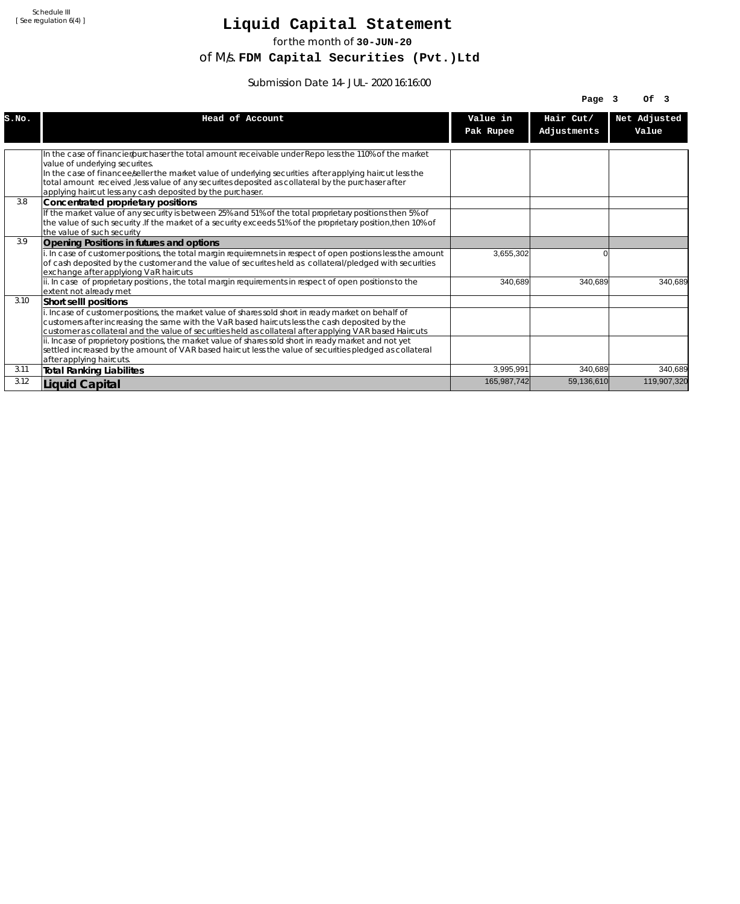Schedule III
[ See regulation 6(4) ]

# Liquid Capital Statement

for the month of **30-JUN-20**

of M/s. **FDM Capital Securities (Pvt.)Ltd**

Submission Date 14-JUL-2020 16:16:00

| S.No. | Head of Account | Value in Pak Rupee | Hair Cut/ Adjustments | Net Adjusted Value |
|---|---|---|---|---|
| | In the case of financier/purchaser the total amount receivable under Repo less the 110% of the market value of underlying securites.<br>In the case of financee/seller the market value of underlying securities after applying haircut less the total amount received ,less value of any securites deposited as collateral by the purchaser after applying haircut less any cash deposited by the purchaser. | | | |
| 3.8 | **Concentrated proprietary positions** | | | |
| | If the market value of any security is between 25% and 51% of the total proprietary positions then 5% of the value of such security .If the market of a security exceeds 51% of the proprietary position,then 10% of the value of such security | | | |
| 3.9 | **Opening Positions in futures and options** | | | |
| | i. In case of customer positions, the total margin requiremnets in respect of open postions less the amount of cash deposited by the customer and the value of securites held as collateral/pledged with securities exchange after applyiong VaR haircuts | 3,655,302 | 0 | |
| | ii. In case of proprietary positions , the total margin requirements in respect of open positions to the extent not already met | 340,689 | 340,689 | 340,689 |
| 3.10 | **Short selll positions** | | | |
| | i. Incase of customer positions, the market value of shares sold short in ready market on behalf of customers after increasing the same with the VaR based haircuts less the cash deposited by the customer as collateral and the value of securities held as collateral after applying VAR based Haircuts | | | |
| | ii. Incase of proprietory positions, the market value of shares sold short in ready market and not yet settled increased by the amount of VAR based haircut less the value of securities pledged as collateral after applying haircuts. | | | |
| 3.11 | **Total Ranking Liabilites** | 3,995,991 | 340,689 | 340,689 |
| 3.12 | **Liquid Capital** | 165,987,742 | 59,136,610 | 119,907,320 |